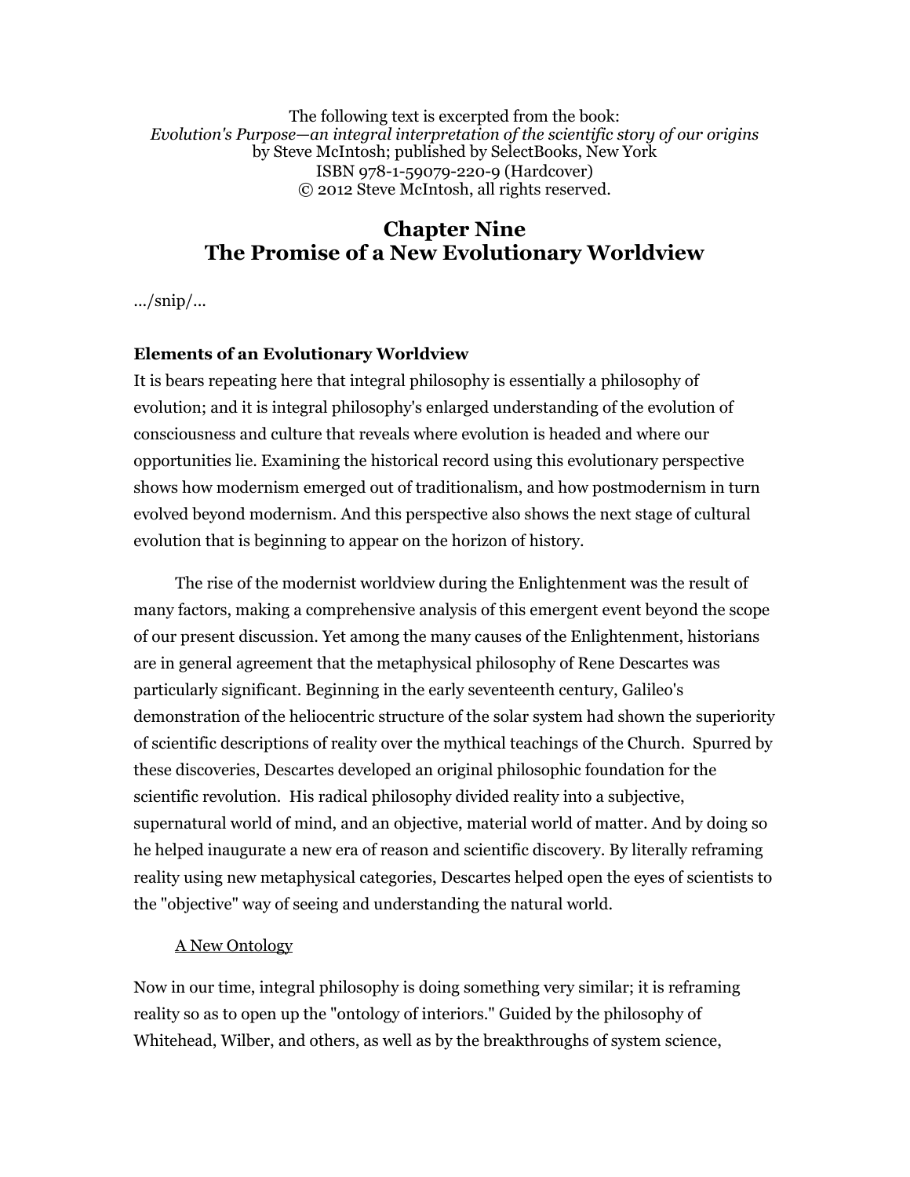The following text is excerpted from the book:
*Evolution's Purpose—an integral interpretation of the scientific story of our origins*
by Steve McIntosh; published by SelectBooks, New York
ISBN 978-1-59079-220-9 (Hardcover)
© 2012 Steve McIntosh, all rights reserved.

# Chapter Nine
# The Promise of a New Evolutionary Worldview

.../snip/...

### Elements of an Evolutionary Worldview

It is bears repeating here that integral philosophy is essentially a philosophy of evolution; and it is integral philosophy's enlarged understanding of the evolution of consciousness and culture that reveals where evolution is headed and where our opportunities lie. Examining the historical record using this evolutionary perspective shows how modernism emerged out of traditionalism, and how postmodernism in turn evolved beyond modernism. And this perspective also shows the next stage of cultural evolution that is beginning to appear on the horizon of history.

The rise of the modernist worldview during the Enlightenment was the result of many factors, making a comprehensive analysis of this emergent event beyond the scope of our present discussion. Yet among the many causes of the Enlightenment, historians are in general agreement that the metaphysical philosophy of Rene Descartes was particularly significant. Beginning in the early seventeenth century, Galileo's demonstration of the heliocentric structure of the solar system had shown the superiority of scientific descriptions of reality over the mythical teachings of the Church. Spurred by these discoveries, Descartes developed an original philosophic foundation for the scientific revolution. His radical philosophy divided reality into a subjective, supernatural world of mind, and an objective, material world of matter. And by doing so he helped inaugurate a new era of reason and scientific discovery. By literally reframing reality using new metaphysical categories, Descartes helped open the eyes of scientists to the "objective" way of seeing and understanding the natural world.

#### A New Ontology

Now in our time, integral philosophy is doing something very similar; it is reframing reality so as to open up the "ontology of interiors." Guided by the philosophy of Whitehead, Wilber, and others, as well as by the breakthroughs of system science,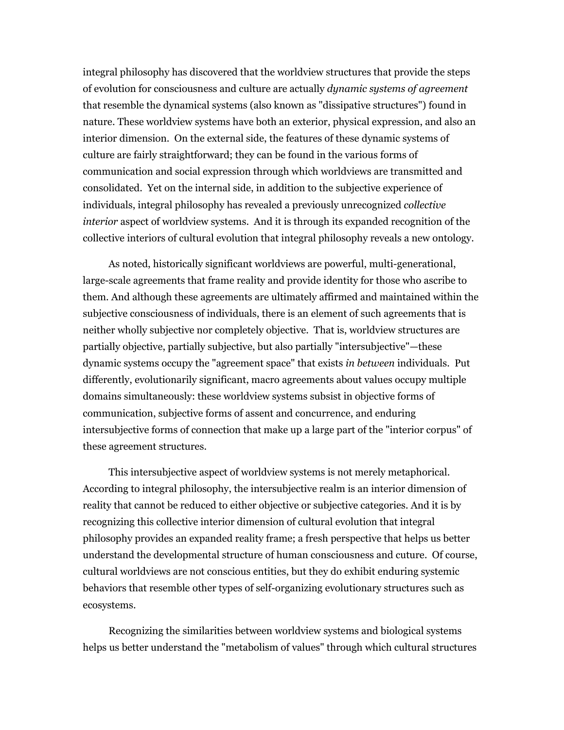integral philosophy has discovered that the worldview structures that provide the steps of evolution for consciousness and culture are actually *dynamic systems of agreement* that resemble the dynamical systems (also known as "dissipative structures") found in nature. These worldview systems have both an exterior, physical expression, and also an interior dimension. On the external side, the features of these dynamic systems of culture are fairly straightforward; they can be found in the various forms of communication and social expression through which worldviews are transmitted and consolidated. Yet on the internal side, in addition to the subjective experience of individuals, integral philosophy has revealed a previously unrecognized *collective interior* aspect of worldview systems. And it is through its expanded recognition of the collective interiors of cultural evolution that integral philosophy reveals a new ontology.

As noted, historically significant worldviews are powerful, multi-generational, large-scale agreements that frame reality and provide identity for those who ascribe to them. And although these agreements are ultimately affirmed and maintained within the subjective consciousness of individuals, there is an element of such agreements that is neither wholly subjective nor completely objective. That is, worldview structures are partially objective, partially subjective, but also partially "intersubjective"—these dynamic systems occupy the "agreement space" that exists *in between* individuals. Put differently, evolutionarily significant, macro agreements about values occupy multiple domains simultaneously: these worldview systems subsist in objective forms of communication, subjective forms of assent and concurrence, and enduring intersubjective forms of connection that make up a large part of the "interior corpus" of these agreement structures.

This intersubjective aspect of worldview systems is not merely metaphorical. According to integral philosophy, the intersubjective realm is an interior dimension of reality that cannot be reduced to either objective or subjective categories. And it is by recognizing this collective interior dimension of cultural evolution that integral philosophy provides an expanded reality frame; a fresh perspective that helps us better understand the developmental structure of human consciousness and cuture. Of course, cultural worldviews are not conscious entities, but they do exhibit enduring systemic behaviors that resemble other types of self-organizing evolutionary structures such as ecosystems.

Recognizing the similarities between worldview systems and biological systems helps us better understand the "metabolism of values" through which cultural structures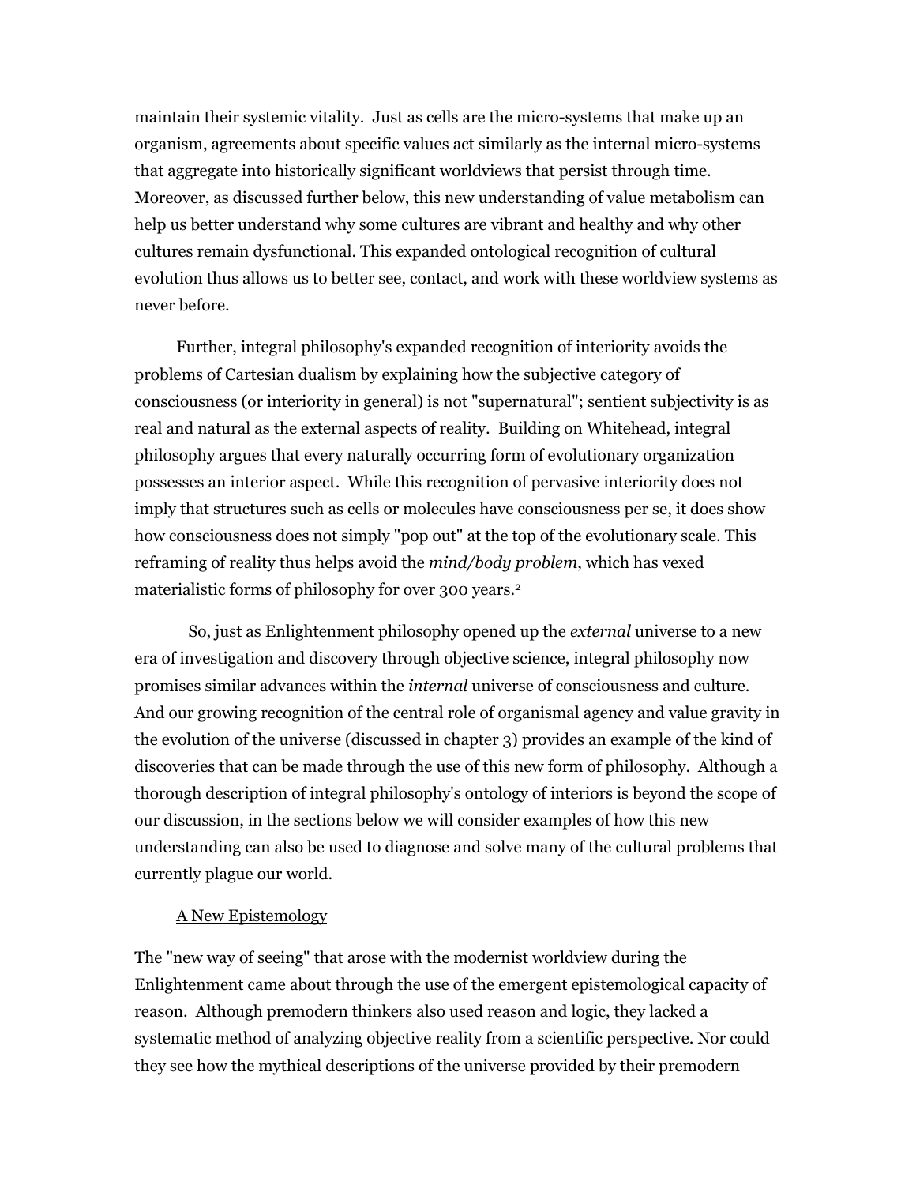maintain their systemic vitality. Just as cells are the micro-systems that make up an organism, agreements about specific values act similarly as the internal micro-systems that aggregate into historically significant worldviews that persist through time. Moreover, as discussed further below, this new understanding of value metabolism can help us better understand why some cultures are vibrant and healthy and why other cultures remain dysfunctional. This expanded ontological recognition of cultural evolution thus allows us to better see, contact, and work with these worldview systems as never before.

Further, integral philosophy's expanded recognition of interiority avoids the problems of Cartesian dualism by explaining how the subjective category of consciousness (or interiority in general) is not "supernatural"; sentient subjectivity is as real and natural as the external aspects of reality. Building on Whitehead, integral philosophy argues that every naturally occurring form of evolutionary organization possesses an interior aspect. While this recognition of pervasive interiority does not imply that structures such as cells or molecules have consciousness per se, it does show how consciousness does not simply "pop out" at the top of the evolutionary scale. This reframing of reality thus helps avoid the *mind/body problem*, which has vexed materialistic forms of philosophy for over 300 years.[2]

So, just as Enlightenment philosophy opened up the *external* universe to a new era of investigation and discovery through objective science, integral philosophy now promises similar advances within the *internal* universe of consciousness and culture. And our growing recognition of the central role of organismal agency and value gravity in the evolution of the universe (discussed in chapter 3) provides an example of the kind of discoveries that can be made through the use of this new form of philosophy. Although a thorough description of integral philosophy's ontology of interiors is beyond the scope of our discussion, in the sections below we will consider examples of how this new understanding can also be used to diagnose and solve many of the cultural problems that currently plague our world.

## A New Epistemology

The "new way of seeing" that arose with the modernist worldview during the Enlightenment came about through the use of the emergent epistemological capacity of reason. Although premodern thinkers also used reason and logic, they lacked a systematic method of analyzing objective reality from a scientific perspective. Nor could they see how the mythical descriptions of the universe provided by their premodern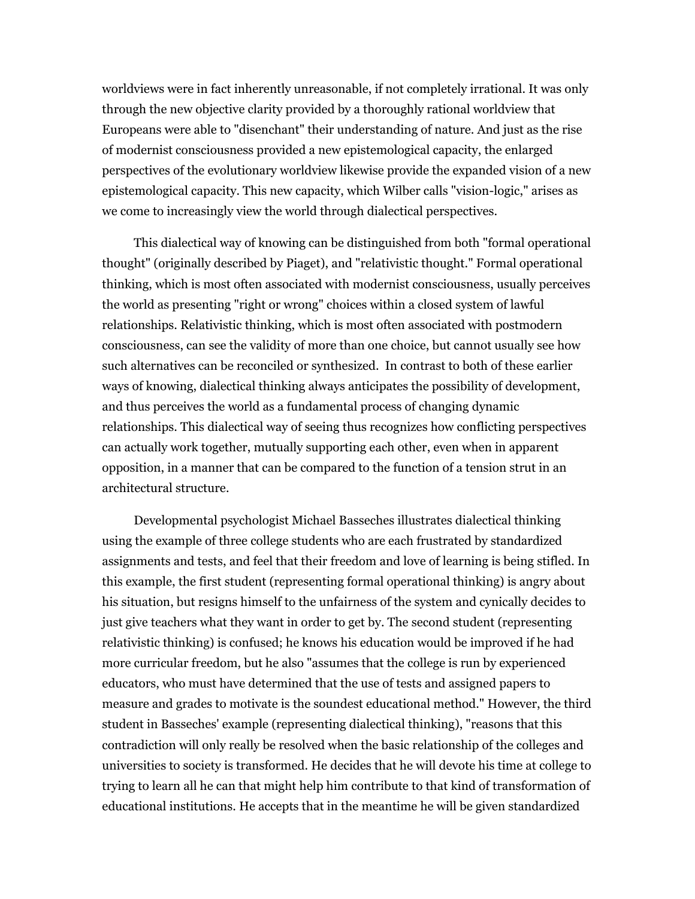worldviews were in fact inherently unreasonable, if not completely irrational. It was only through the new objective clarity provided by a thoroughly rational worldview that Europeans were able to "disenchant" their understanding of nature. And just as the rise of modernist consciousness provided a new epistemological capacity, the enlarged perspectives of the evolutionary worldview likewise provide the expanded vision of a new epistemological capacity. This new capacity, which Wilber calls "vision-logic," arises as we come to increasingly view the world through dialectical perspectives.

This dialectical way of knowing can be distinguished from both "formal operational thought" (originally described by Piaget), and "relativistic thought." Formal operational thinking, which is most often associated with modernist consciousness, usually perceives the world as presenting "right or wrong" choices within a closed system of lawful relationships. Relativistic thinking, which is most often associated with postmodern consciousness, can see the validity of more than one choice, but cannot usually see how such alternatives can be reconciled or synthesized. In contrast to both of these earlier ways of knowing, dialectical thinking always anticipates the possibility of development, and thus perceives the world as a fundamental process of changing dynamic relationships. This dialectical way of seeing thus recognizes how conflicting perspectives can actually work together, mutually supporting each other, even when in apparent opposition, in a manner that can be compared to the function of a tension strut in an architectural structure.

Developmental psychologist Michael Basseches illustrates dialectical thinking using the example of three college students who are each frustrated by standardized assignments and tests, and feel that their freedom and love of learning is being stifled. In this example, the first student (representing formal operational thinking) is angry about his situation, but resigns himself to the unfairness of the system and cynically decides to just give teachers what they want in order to get by. The second student (representing relativistic thinking) is confused; he knows his education would be improved if he had more curricular freedom, but he also "assumes that the college is run by experienced educators, who must have determined that the use of tests and assigned papers to measure and grades to motivate is the soundest educational method." However, the third student in Basseches' example (representing dialectical thinking), "reasons that this contradiction will only really be resolved when the basic relationship of the colleges and universities to society is transformed. He decides that he will devote his time at college to trying to learn all he can that might help him contribute to that kind of transformation of educational institutions. He accepts that in the meantime he will be given standardized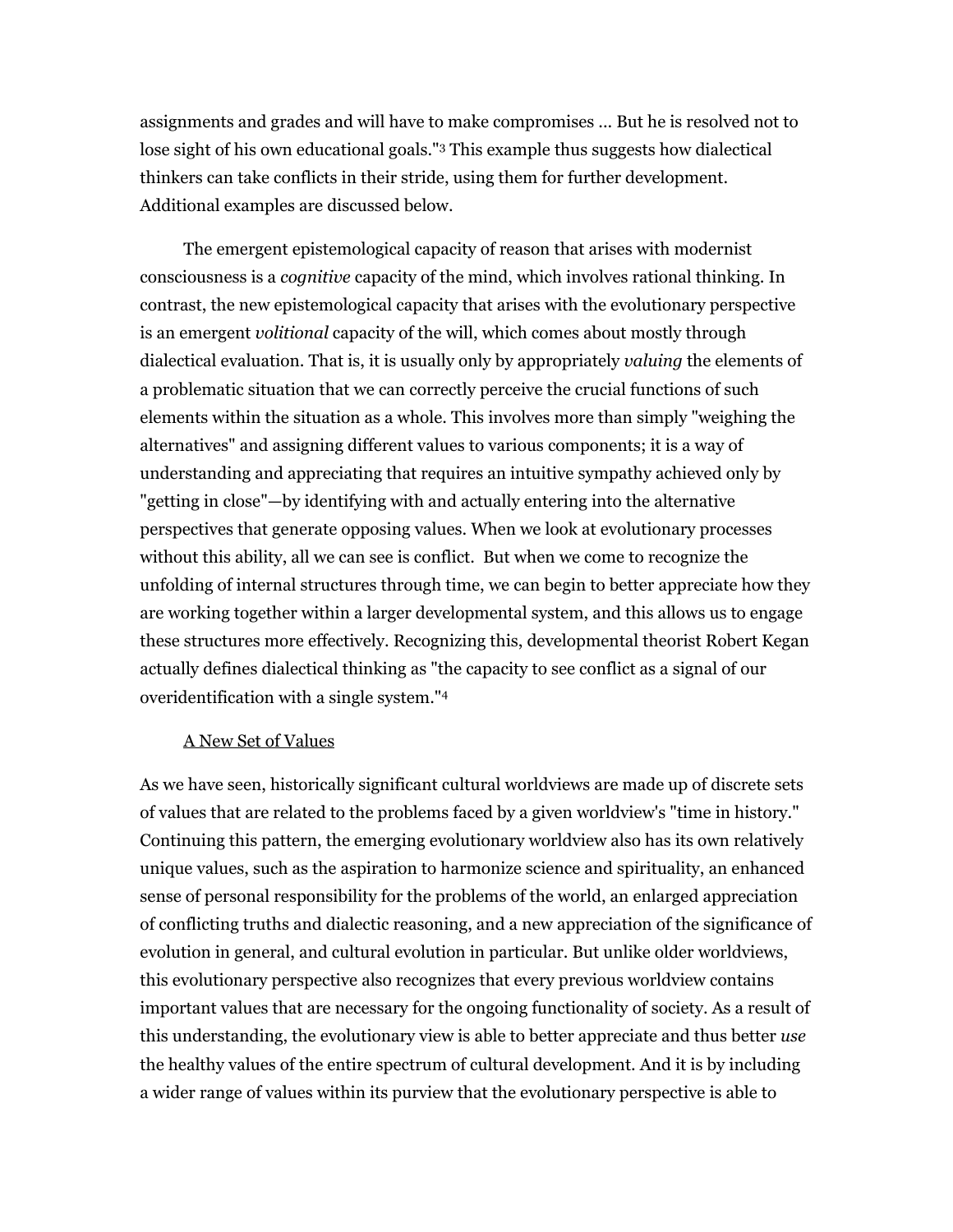assignments and grades and will have to make compromises ... But he is resolved not to lose sight of his own educational goals."[3] This example thus suggests how dialectical thinkers can take conflicts in their stride, using them for further development. Additional examples are discussed below.

The emergent epistemological capacity of reason that arises with modernist consciousness is a *cognitive* capacity of the mind, which involves rational thinking. In contrast, the new epistemological capacity that arises with the evolutionary perspective is an emergent *volitional* capacity of the will, which comes about mostly through dialectical evaluation. That is, it is usually only by appropriately *valuing* the elements of a problematic situation that we can correctly perceive the crucial functions of such elements within the situation as a whole. This involves more than simply "weighing the alternatives" and assigning different values to various components; it is a way of understanding and appreciating that requires an intuitive sympathy achieved only by "getting in close"—by identifying with and actually entering into the alternative perspectives that generate opposing values. When we look at evolutionary processes without this ability, all we can see is conflict. But when we come to recognize the unfolding of internal structures through time, we can begin to better appreciate how they are working together within a larger developmental system, and this allows us to engage these structures more effectively. Recognizing this, developmental theorist Robert Kegan actually defines dialectical thinking as "the capacity to see conflict as a signal of our overidentification with a single system."[4]

<u>A New Set of Values</u>

As we have seen, historically significant cultural worldviews are made up of discrete sets of values that are related to the problems faced by a given worldview's "time in history." Continuing this pattern, the emerging evolutionary worldview also has its own relatively unique values, such as the aspiration to harmonize science and spirituality, an enhanced sense of personal responsibility for the problems of the world, an enlarged appreciation of conflicting truths and dialectic reasoning, and a new appreciation of the significance of evolution in general, and cultural evolution in particular. But unlike older worldviews, this evolutionary perspective also recognizes that every previous worldview contains important values that are necessary for the ongoing functionality of society. As a result of this understanding, the evolutionary view is able to better appreciate and thus better *use* the healthy values of the entire spectrum of cultural development. And it is by including a wider range of values within its purview that the evolutionary perspective is able to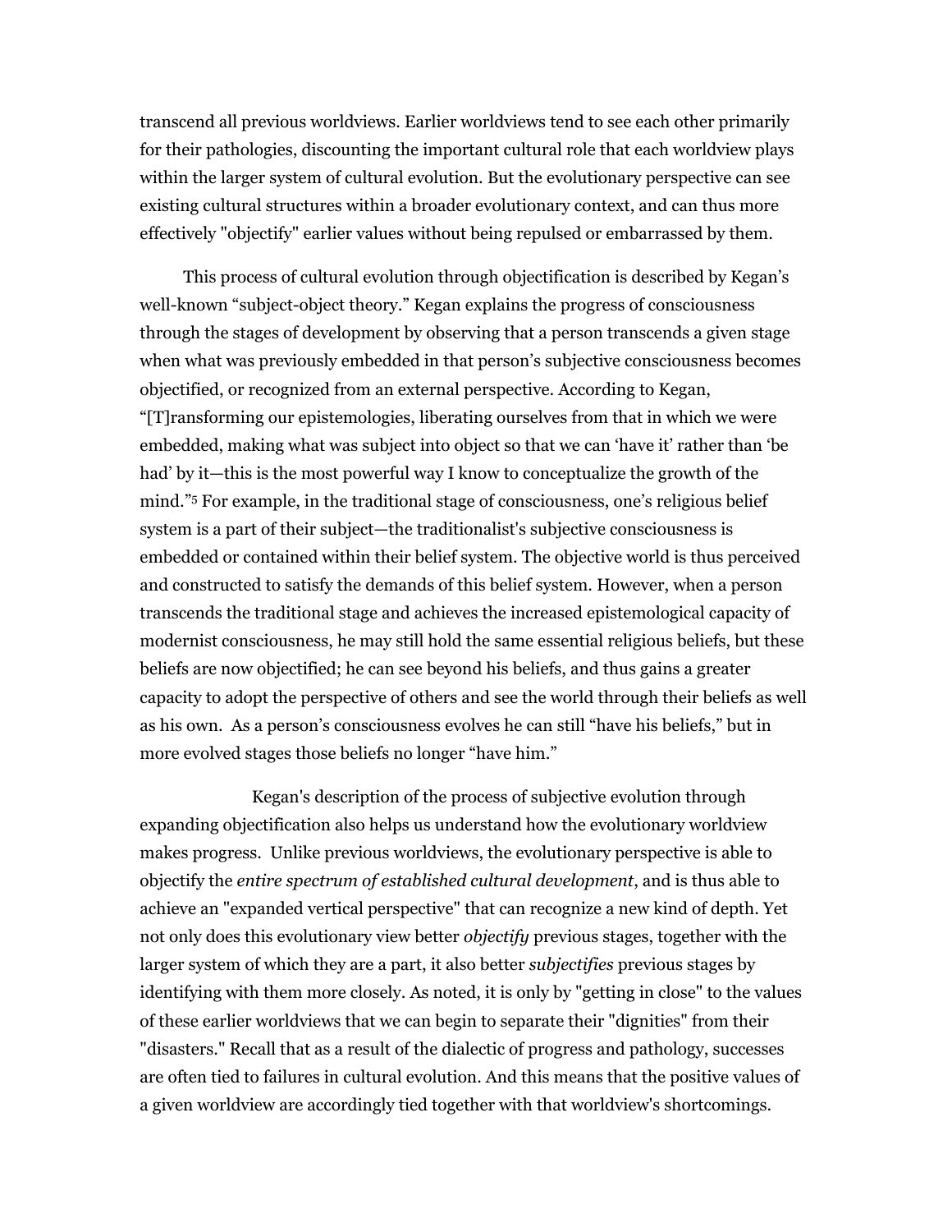transcend all previous worldviews. Earlier worldviews tend to see each other primarily for their pathologies, discounting the important cultural role that each worldview plays within the larger system of cultural evolution. But the evolutionary perspective can see existing cultural structures within a broader evolutionary context, and can thus more effectively "objectify" earlier values without being repulsed or embarrassed by them.

This process of cultural evolution through objectification is described by Kegan's well-known "subject-object theory." Kegan explains the progress of consciousness through the stages of development by observing that a person transcends a given stage when what was previously embedded in that person's subjective consciousness becomes objectified, or recognized from an external perspective. According to Kegan, "[T]ransforming our epistemologies, liberating ourselves from that in which we were embedded, making what was subject into object so that we can 'have it' rather than 'be had' by it—this is the most powerful way I know to conceptualize the growth of the mind."[5] For example, in the traditional stage of consciousness, one's religious belief system is a part of their subject—the traditionalist's subjective consciousness is embedded or contained within their belief system. The objective world is thus perceived and constructed to satisfy the demands of this belief system. However, when a person transcends the traditional stage and achieves the increased epistemological capacity of modernist consciousness, he may still hold the same essential religious beliefs, but these beliefs are now objectified; he can see beyond his beliefs, and thus gains a greater capacity to adopt the perspective of others and see the world through their beliefs as well as his own. As a person's consciousness evolves he can still "have his beliefs," but in more evolved stages those beliefs no longer "have him."

Kegan's description of the process of subjective evolution through expanding objectification also helps us understand how the evolutionary worldview makes progress. Unlike previous worldviews, the evolutionary perspective is able to objectify the *entire spectrum of established cultural development*, and is thus able to achieve an "expanded vertical perspective" that can recognize a new kind of depth. Yet not only does this evolutionary view better *objectify* previous stages, together with the larger system of which they are a part, it also better *subjectifies* previous stages by identifying with them more closely. As noted, it is only by "getting in close" to the values of these earlier worldviews that we can begin to separate their "dignities" from their "disasters." Recall that as a result of the dialectic of progress and pathology, successes are often tied to failures in cultural evolution. And this means that the positive values of a given worldview are accordingly tied together with that worldview's shortcomings.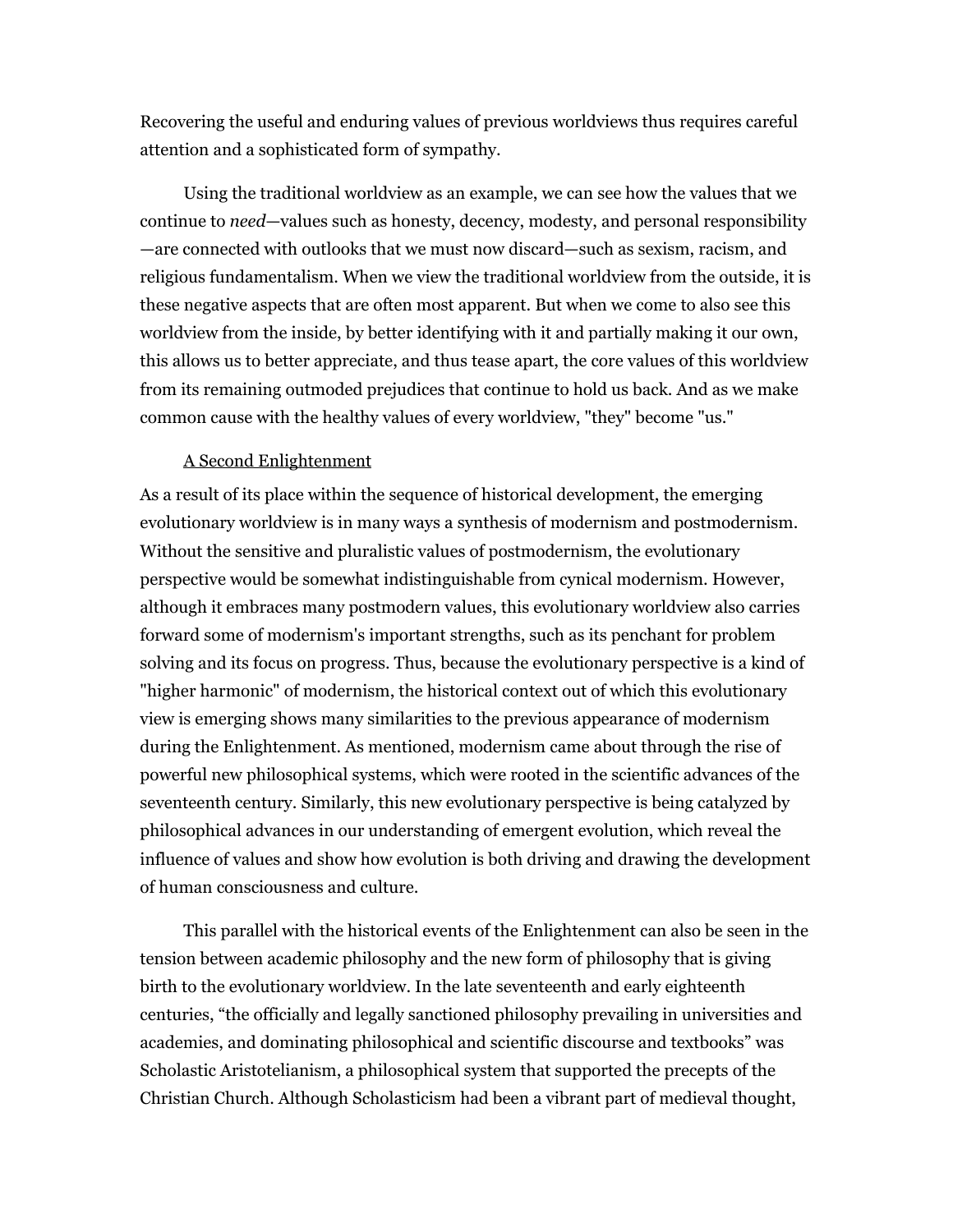Recovering the useful and enduring values of previous worldviews thus requires careful attention and a sophisticated form of sympathy.

Using the traditional worldview as an example, we can see how the values that we continue to *need*—values such as honesty, decency, modesty, and personal responsibility—are connected with outlooks that we must now discard—such as sexism, racism, and religious fundamentalism. When we view the traditional worldview from the outside, it is these negative aspects that are often most apparent. But when we come to also see this worldview from the inside, by better identifying with it and partially making it our own, this allows us to better appreciate, and thus tease apart, the core values of this worldview from its remaining outmoded prejudices that continue to hold us back. And as we make common cause with the healthy values of every worldview, "they" become "us."

## A Second Enlightenment

As a result of its place within the sequence of historical development, the emerging evolutionary worldview is in many ways a synthesis of modernism and postmodernism. Without the sensitive and pluralistic values of postmodernism, the evolutionary perspective would be somewhat indistinguishable from cynical modernism. However, although it embraces many postmodern values, this evolutionary worldview also carries forward some of modernism's important strengths, such as its penchant for problem solving and its focus on progress. Thus, because the evolutionary perspective is a kind of "higher harmonic" of modernism, the historical context out of which this evolutionary view is emerging shows many similarities to the previous appearance of modernism during the Enlightenment. As mentioned, modernism came about through the rise of powerful new philosophical systems, which were rooted in the scientific advances of the seventeenth century. Similarly, this new evolutionary perspective is being catalyzed by philosophical advances in our understanding of emergent evolution, which reveal the influence of values and show how evolution is both driving and drawing the development of human consciousness and culture.

This parallel with the historical events of the Enlightenment can also be seen in the tension between academic philosophy and the new form of philosophy that is giving birth to the evolutionary worldview. In the late seventeenth and early eighteenth centuries, "the officially and legally sanctioned philosophy prevailing in universities and academies, and dominating philosophical and scientific discourse and textbooks" was Scholastic Aristotelianism, a philosophical system that supported the precepts of the Christian Church. Although Scholasticism had been a vibrant part of medieval thought,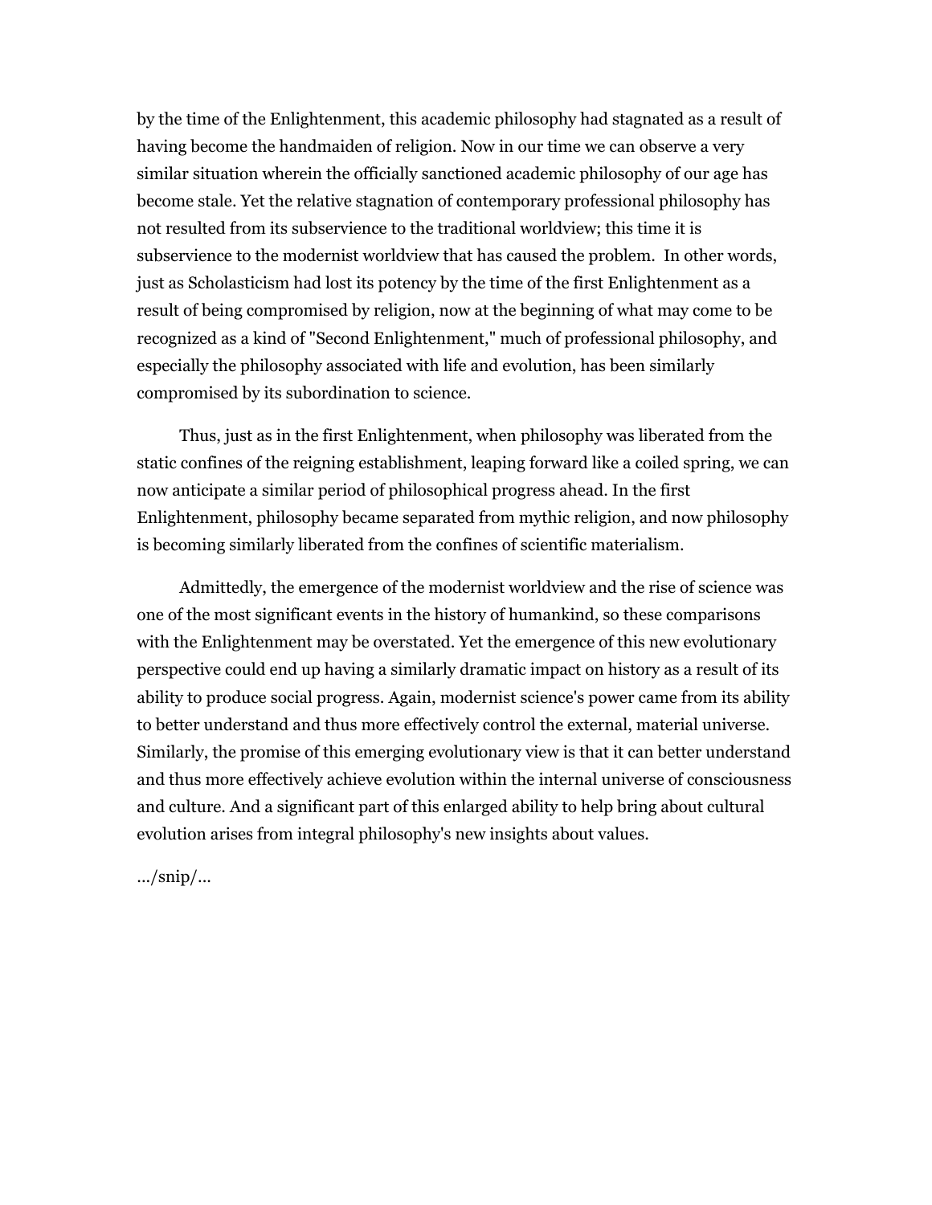by the time of the Enlightenment, this academic philosophy had stagnated as a result of having become the handmaiden of religion. Now in our time we can observe a very similar situation wherein the officially sanctioned academic philosophy of our age has become stale. Yet the relative stagnation of contemporary professional philosophy has not resulted from its subservience to the traditional worldview; this time it is subservience to the modernist worldview that has caused the problem. In other words, just as Scholasticism had lost its potency by the time of the first Enlightenment as a result of being compromised by religion, now at the beginning of what may come to be recognized as a kind of "Second Enlightenment," much of professional philosophy, and especially the philosophy associated with life and evolution, has been similarly compromised by its subordination to science.

Thus, just as in the first Enlightenment, when philosophy was liberated from the static confines of the reigning establishment, leaping forward like a coiled spring, we can now anticipate a similar period of philosophical progress ahead. In the first Enlightenment, philosophy became separated from mythic religion, and now philosophy is becoming similarly liberated from the confines of scientific materialism.

Admittedly, the emergence of the modernist worldview and the rise of science was one of the most significant events in the history of humankind, so these comparisons with the Enlightenment may be overstated. Yet the emergence of this new evolutionary perspective could end up having a similarly dramatic impact on history as a result of its ability to produce social progress. Again, modernist science's power came from its ability to better understand and thus more effectively control the external, material universe. Similarly, the promise of this emerging evolutionary view is that it can better understand and thus more effectively achieve evolution within the internal universe of consciousness and culture. And a significant part of this enlarged ability to help bring about cultural evolution arises from integral philosophy's new insights about values.

.../snip/...